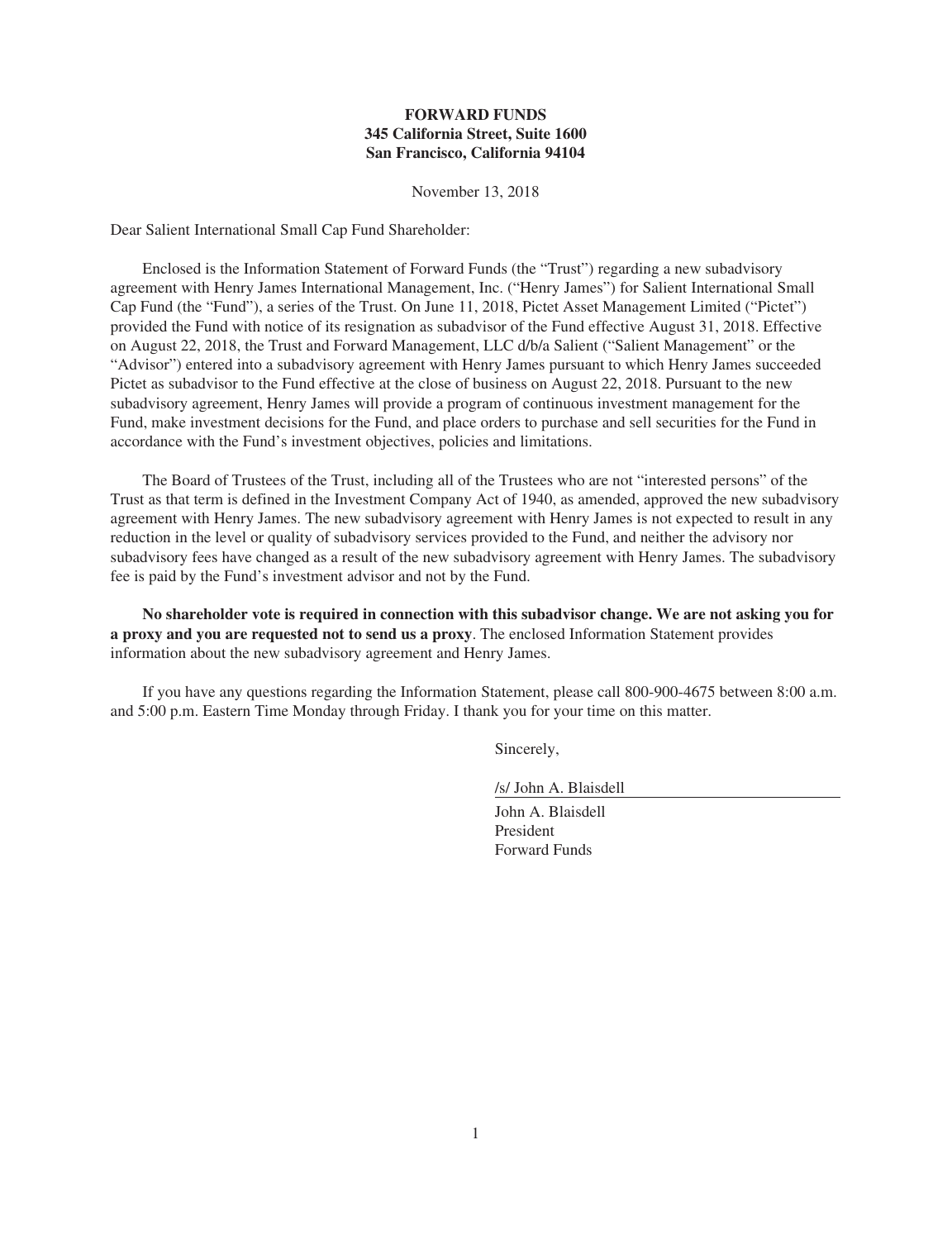**FORWARD FUNDS**
**345 California Street, Suite 1600**
**San Francisco, California 94104**

November 13, 2018

Dear Salient International Small Cap Fund Shareholder:

Enclosed is the Information Statement of Forward Funds (the "Trust") regarding a new subadvisory agreement with Henry James International Management, Inc. ("Henry James") for Salient International Small Cap Fund (the "Fund"), a series of the Trust. On June 11, 2018, Pictet Asset Management Limited ("Pictet") provided the Fund with notice of its resignation as subadvisor of the Fund effective August 31, 2018. Effective on August 22, 2018, the Trust and Forward Management, LLC d/b/a Salient ("Salient Management" or the "Advisor") entered into a subadvisory agreement with Henry James pursuant to which Henry James succeeded Pictet as subadvisor to the Fund effective at the close of business on August 22, 2018. Pursuant to the new subadvisory agreement, Henry James will provide a program of continuous investment management for the Fund, make investment decisions for the Fund, and place orders to purchase and sell securities for the Fund in accordance with the Fund's investment objectives, policies and limitations.

The Board of Trustees of the Trust, including all of the Trustees who are not "interested persons" of the Trust as that term is defined in the Investment Company Act of 1940, as amended, approved the new subadvisory agreement with Henry James. The new subadvisory agreement with Henry James is not expected to result in any reduction in the level or quality of subadvisory services provided to the Fund, and neither the advisory nor subadvisory fees have changed as a result of the new subadvisory agreement with Henry James. The subadvisory fee is paid by the Fund's investment advisor and not by the Fund.

**No shareholder vote is required in connection with this subadvisor change. We are not asking you for a proxy and you are requested not to send us a proxy**. The enclosed Information Statement provides information about the new subadvisory agreement and Henry James.

If you have any questions regarding the Information Statement, please call 800-900-4675 between 8:00 a.m. and 5:00 p.m. Eastern Time Monday through Friday. I thank you for your time on this matter.

Sincerely,

/s/ John A. Blaisdell

John A. Blaisdell
President
Forward Funds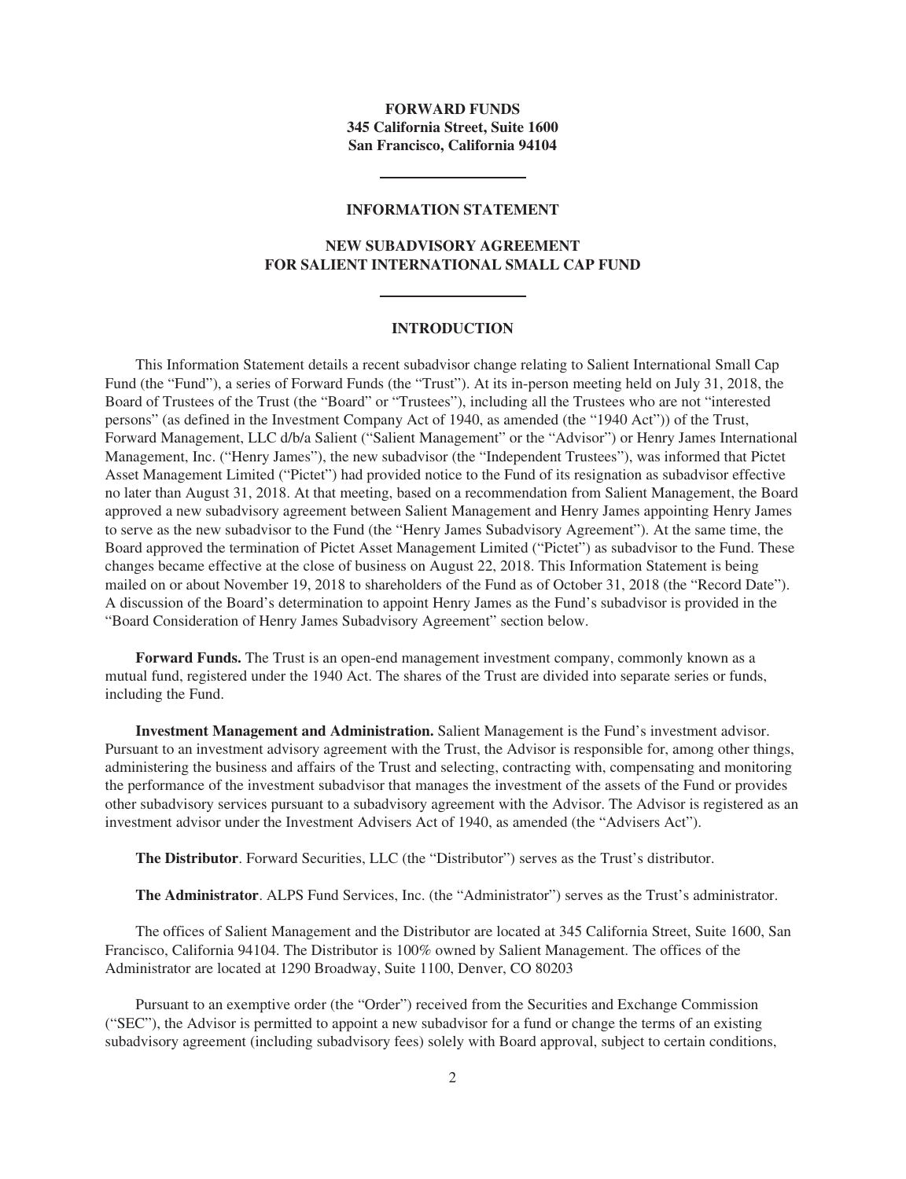**FORWARD FUNDS**
**345 California Street, Suite 1600**
**San Francisco, California 94104**

---

**INFORMATION STATEMENT**

**NEW SUBADVISORY AGREEMENT**
**FOR SALIENT INTERNATIONAL SMALL CAP FUND**

---

**INTRODUCTION**

This Information Statement details a recent subadvisor change relating to Salient International Small Cap Fund (the "Fund"), a series of Forward Funds (the "Trust"). At its in-person meeting held on July 31, 2018, the Board of Trustees of the Trust (the "Board" or "Trustees"), including all the Trustees who are not "interested persons" (as defined in the Investment Company Act of 1940, as amended (the "1940 Act")) of the Trust, Forward Management, LLC d/b/a Salient ("Salient Management" or the "Advisor") or Henry James International Management, Inc. ("Henry James"), the new subadvisor (the "Independent Trustees"), was informed that Pictet Asset Management Limited ("Pictet") had provided notice to the Fund of its resignation as subadvisor effective no later than August 31, 2018. At that meeting, based on a recommendation from Salient Management, the Board approved a new subadvisory agreement between Salient Management and Henry James appointing Henry James to serve as the new subadvisor to the Fund (the "Henry James Subadvisory Agreement"). At the same time, the Board approved the termination of Pictet Asset Management Limited ("Pictet") as subadvisor to the Fund. These changes became effective at the close of business on August 22, 2018. This Information Statement is being mailed on or about November 19, 2018 to shareholders of the Fund as of October 31, 2018 (the "Record Date"). A discussion of the Board's determination to appoint Henry James as the Fund's subadvisor is provided in the "Board Consideration of Henry James Subadvisory Agreement" section below.

**Forward Funds.** The Trust is an open-end management investment company, commonly known as a mutual fund, registered under the 1940 Act. The shares of the Trust are divided into separate series or funds, including the Fund.

**Investment Management and Administration.** Salient Management is the Fund's investment advisor. Pursuant to an investment advisory agreement with the Trust, the Advisor is responsible for, among other things, administering the business and affairs of the Trust and selecting, contracting with, compensating and monitoring the performance of the investment subadvisor that manages the investment of the assets of the Fund or provides other subadvisory services pursuant to a subadvisory agreement with the Advisor. The Advisor is registered as an investment advisor under the Investment Advisers Act of 1940, as amended (the "Advisers Act").

**The Distributor**. Forward Securities, LLC (the "Distributor") serves as the Trust's distributor.

**The Administrator**. ALPS Fund Services, Inc. (the "Administrator") serves as the Trust's administrator.

The offices of Salient Management and the Distributor are located at 345 California Street, Suite 1600, San Francisco, California 94104. The Distributor is 100% owned by Salient Management. The offices of the Administrator are located at 1290 Broadway, Suite 1100, Denver, CO 80203

Pursuant to an exemptive order (the "Order") received from the Securities and Exchange Commission ("SEC"), the Advisor is permitted to appoint a new subadvisor for a fund or change the terms of an existing subadvisory agreement (including subadvisory fees) solely with Board approval, subject to certain conditions,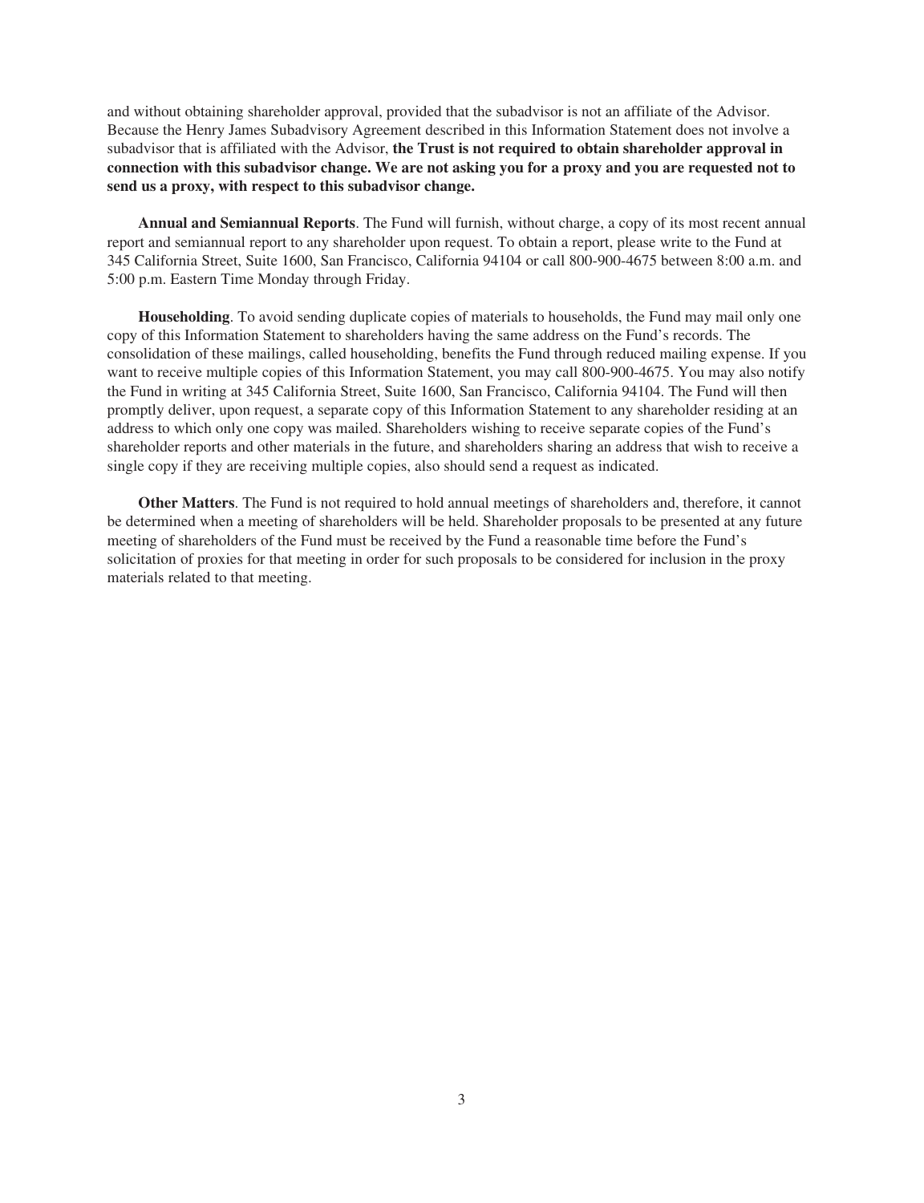and without obtaining shareholder approval, provided that the subadvisor is not an affiliate of the Advisor. Because the Henry James Subadvisory Agreement described in this Information Statement does not involve a subadvisor that is affiliated with the Advisor, **the Trust is not required to obtain shareholder approval in connection with this subadvisor change. We are not asking you for a proxy and you are requested not to send us a proxy, with respect to this subadvisor change.**

**Annual and Semiannual Reports**. The Fund will furnish, without charge, a copy of its most recent annual report and semiannual report to any shareholder upon request. To obtain a report, please write to the Fund at 345 California Street, Suite 1600, San Francisco, California 94104 or call 800-900-4675 between 8:00 a.m. and 5:00 p.m. Eastern Time Monday through Friday.

**Householding**. To avoid sending duplicate copies of materials to households, the Fund may mail only one copy of this Information Statement to shareholders having the same address on the Fund's records. The consolidation of these mailings, called householding, benefits the Fund through reduced mailing expense. If you want to receive multiple copies of this Information Statement, you may call 800-900-4675. You may also notify the Fund in writing at 345 California Street, Suite 1600, San Francisco, California 94104. The Fund will then promptly deliver, upon request, a separate copy of this Information Statement to any shareholder residing at an address to which only one copy was mailed. Shareholders wishing to receive separate copies of the Fund's shareholder reports and other materials in the future, and shareholders sharing an address that wish to receive a single copy if they are receiving multiple copies, also should send a request as indicated.

**Other Matters**. The Fund is not required to hold annual meetings of shareholders and, therefore, it cannot be determined when a meeting of shareholders will be held. Shareholder proposals to be presented at any future meeting of shareholders of the Fund must be received by the Fund a reasonable time before the Fund's solicitation of proxies for that meeting in order for such proposals to be considered for inclusion in the proxy materials related to that meeting.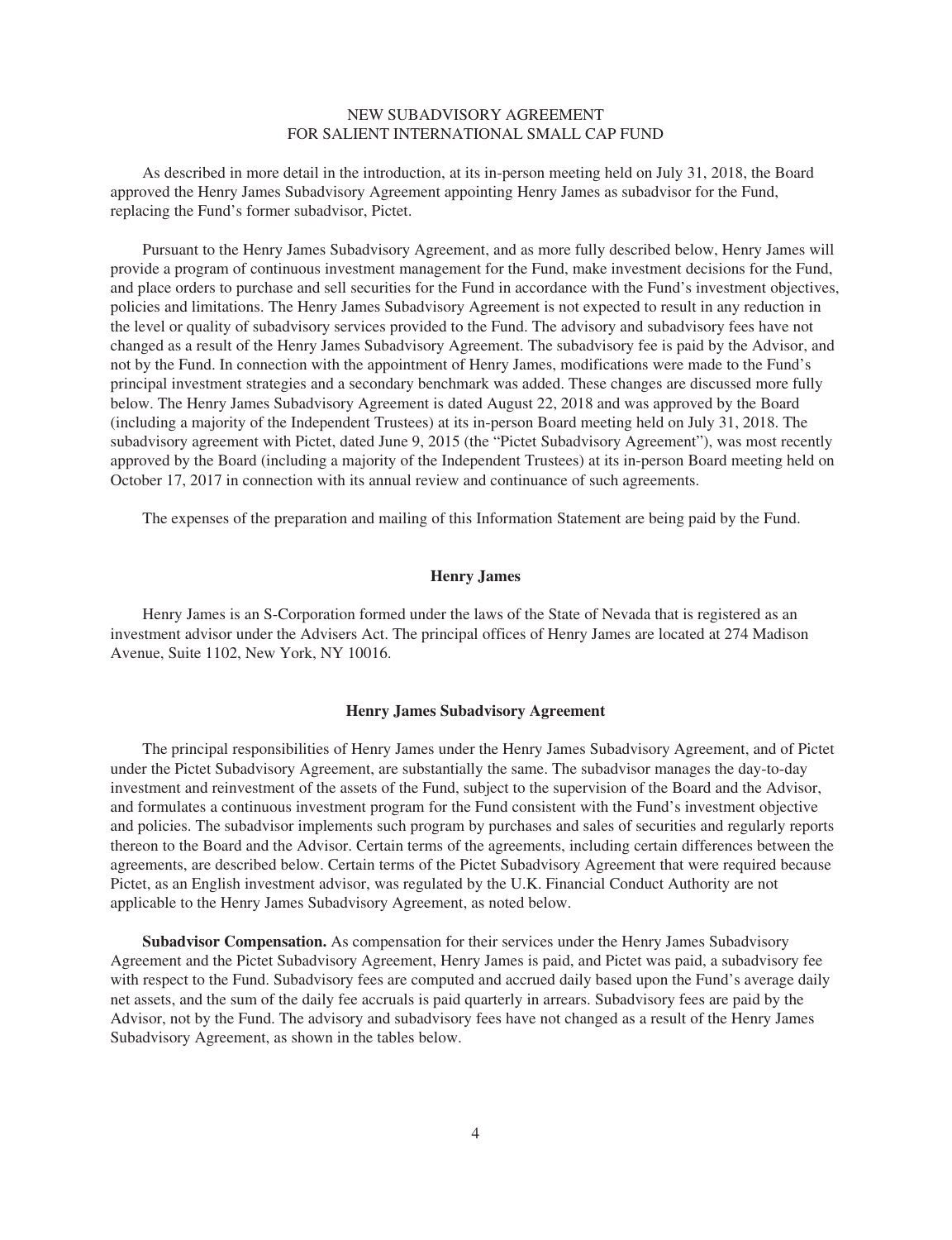## NEW SUBADVISORY AGREEMENT FOR SALIENT INTERNATIONAL SMALL CAP FUND

As described in more detail in the introduction, at its in-person meeting held on July 31, 2018, the Board approved the Henry James Subadvisory Agreement appointing Henry James as subadvisor for the Fund, replacing the Fund's former subadvisor, Pictet.

Pursuant to the Henry James Subadvisory Agreement, and as more fully described below, Henry James will provide a program of continuous investment management for the Fund, make investment decisions for the Fund, and place orders to purchase and sell securities for the Fund in accordance with the Fund's investment objectives, policies and limitations. The Henry James Subadvisory Agreement is not expected to result in any reduction in the level or quality of subadvisory services provided to the Fund. The advisory and subadvisory fees have not changed as a result of the Henry James Subadvisory Agreement. The subadvisory fee is paid by the Advisor, and not by the Fund. In connection with the appointment of Henry James, modifications were made to the Fund's principal investment strategies and a secondary benchmark was added. These changes are discussed more fully below. The Henry James Subadvisory Agreement is dated August 22, 2018 and was approved by the Board (including a majority of the Independent Trustees) at its in-person Board meeting held on July 31, 2018. The subadvisory agreement with Pictet, dated June 9, 2015 (the "Pictet Subadvisory Agreement"), was most recently approved by the Board (including a majority of the Independent Trustees) at its in-person Board meeting held on October 17, 2017 in connection with its annual review and continuance of such agreements.

The expenses of the preparation and mailing of this Information Statement are being paid by the Fund.

### Henry James

Henry James is an S-Corporation formed under the laws of the State of Nevada that is registered as an investment advisor under the Advisers Act. The principal offices of Henry James are located at 274 Madison Avenue, Suite 1102, New York, NY 10016.

### Henry James Subadvisory Agreement

The principal responsibilities of Henry James under the Henry James Subadvisory Agreement, and of Pictet under the Pictet Subadvisory Agreement, are substantially the same. The subadvisor manages the day-to-day investment and reinvestment of the assets of the Fund, subject to the supervision of the Board and the Advisor, and formulates a continuous investment program for the Fund consistent with the Fund's investment objective and policies. The subadvisor implements such program by purchases and sales of securities and regularly reports thereon to the Board and the Advisor. Certain terms of the agreements, including certain differences between the agreements, are described below. Certain terms of the Pictet Subadvisory Agreement that were required because Pictet, as an English investment advisor, was regulated by the U.K. Financial Conduct Authority are not applicable to the Henry James Subadvisory Agreement, as noted below.

**Subadvisor Compensation.** As compensation for their services under the Henry James Subadvisory Agreement and the Pictet Subadvisory Agreement, Henry James is paid, and Pictet was paid, a subadvisory fee with respect to the Fund. Subadvisory fees are computed and accrued daily based upon the Fund's average daily net assets, and the sum of the daily fee accruals is paid quarterly in arrears. Subadvisory fees are paid by the Advisor, not by the Fund. The advisory and subadvisory fees have not changed as a result of the Henry James Subadvisory Agreement, as shown in the tables below.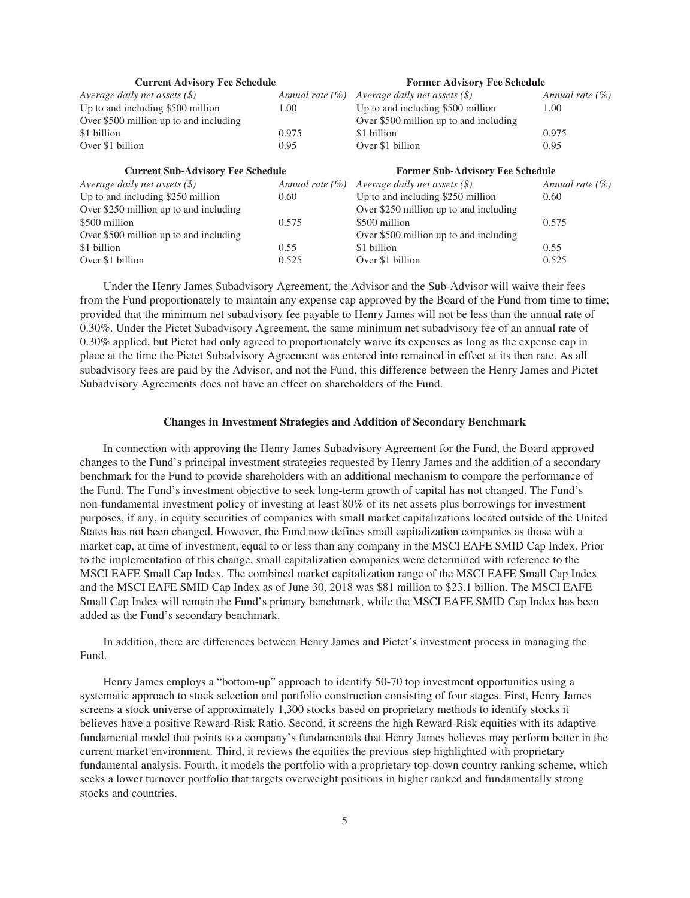| Current Advisory Fee Schedule | | Former Advisory Fee Schedule | |
|---|---|---|---|
| *Average daily net assets ($)* | *Annual rate (%)* | *Average daily net assets ($)* | *Annual rate (%)* |
| Up to and including $500 million | 1.00 | Up to and including $500 million | 1.00 |
| Over $500 million up to and including $1 billion | 0.975 | Over $500 million up to and including $1 billion | 0.975 |
| Over $1 billion | 0.95 | Over $1 billion | 0.95 |

| Current Sub-Advisory Fee Schedule | | Former Sub-Advisory Fee Schedule | |
|---|---|---|---|
| *Average daily net assets ($)* | *Annual rate (%)* | *Average daily net assets ($)* | *Annual rate (%)* |
| Up to and including $250 million | 0.60 | Up to and including $250 million | 0.60 |
| Over $250 million up to and including $500 million | 0.575 | Over $250 million up to and including $500 million | 0.575 |
| Over $500 million up to and including $1 billion | 0.55 | Over $500 million up to and including $1 billion | 0.55 |
| Over $1 billion | 0.525 | Over $1 billion | 0.525 |

Under the Henry James Subadvisory Agreement, the Advisor and the Sub-Advisor will waive their fees from the Fund proportionately to maintain any expense cap approved by the Board of the Fund from time to time; provided that the minimum net subadvisory fee payable to Henry James will not be less than the annual rate of 0.30%. Under the Pictet Subadvisory Agreement, the same minimum net subadvisory fee of an annual rate of 0.30% applied, but Pictet had only agreed to proportionately waive its expenses as long as the expense cap in place at the time the Pictet Subadvisory Agreement was entered into remained in effect at its then rate. As all subadvisory fees are paid by the Advisor, and not the Fund, this difference between the Henry James and Pictet Subadvisory Agreements does not have an effect on shareholders of the Fund.

**Changes in Investment Strategies and Addition of Secondary Benchmark**

In connection with approving the Henry James Subadvisory Agreement for the Fund, the Board approved changes to the Fund's principal investment strategies requested by Henry James and the addition of a secondary benchmark for the Fund to provide shareholders with an additional mechanism to compare the performance of the Fund. The Fund's investment objective to seek long-term growth of capital has not changed. The Fund's non-fundamental investment policy of investing at least 80% of its net assets plus borrowings for investment purposes, if any, in equity securities of companies with small market capitalizations located outside of the United States has not been changed. However, the Fund now defines small capitalization companies as those with a market cap, at time of investment, equal to or less than any company in the MSCI EAFE SMID Cap Index. Prior to the implementation of this change, small capitalization companies were determined with reference to the MSCI EAFE Small Cap Index. The combined market capitalization range of the MSCI EAFE Small Cap Index and the MSCI EAFE SMID Cap Index as of June 30, 2018 was $81 million to $23.1 billion. The MSCI EAFE Small Cap Index will remain the Fund's primary benchmark, while the MSCI EAFE SMID Cap Index has been added as the Fund's secondary benchmark.

In addition, there are differences between Henry James and Pictet's investment process in managing the Fund.

Henry James employs a "bottom-up" approach to identify 50-70 top investment opportunities using a systematic approach to stock selection and portfolio construction consisting of four stages. First, Henry James screens a stock universe of approximately 1,300 stocks based on proprietary methods to identify stocks it believes have a positive Reward-Risk Ratio. Second, it screens the high Reward-Risk equities with its adaptive fundamental model that points to a company's fundamentals that Henry James believes may perform better in the current market environment. Third, it reviews the equities the previous step highlighted with proprietary fundamental analysis. Fourth, it models the portfolio with a proprietary top-down country ranking scheme, which seeks a lower turnover portfolio that targets overweight positions in higher ranked and fundamentally strong stocks and countries.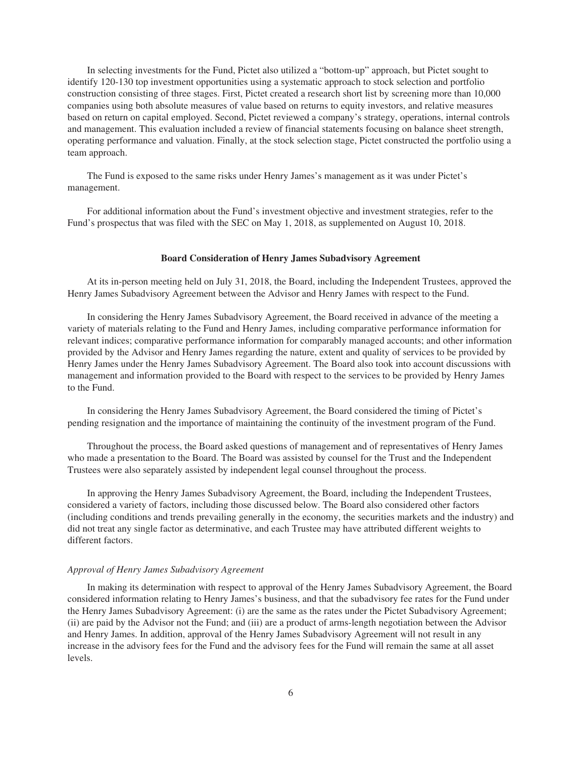In selecting investments for the Fund, Pictet also utilized a "bottom-up" approach, but Pictet sought to identify 120-130 top investment opportunities using a systematic approach to stock selection and portfolio construction consisting of three stages. First, Pictet created a research short list by screening more than 10,000 companies using both absolute measures of value based on returns to equity investors, and relative measures based on return on capital employed. Second, Pictet reviewed a company's strategy, operations, internal controls and management. This evaluation included a review of financial statements focusing on balance sheet strength, operating performance and valuation. Finally, at the stock selection stage, Pictet constructed the portfolio using a team approach.

The Fund is exposed to the same risks under Henry James's management as it was under Pictet's management.

For additional information about the Fund's investment objective and investment strategies, refer to the Fund's prospectus that was filed with the SEC on May 1, 2018, as supplemented on August 10, 2018.

## Board Consideration of Henry James Subadvisory Agreement

At its in-person meeting held on July 31, 2018, the Board, including the Independent Trustees, approved the Henry James Subadvisory Agreement between the Advisor and Henry James with respect to the Fund.

In considering the Henry James Subadvisory Agreement, the Board received in advance of the meeting a variety of materials relating to the Fund and Henry James, including comparative performance information for relevant indices; comparative performance information for comparably managed accounts; and other information provided by the Advisor and Henry James regarding the nature, extent and quality of services to be provided by Henry James under the Henry James Subadvisory Agreement. The Board also took into account discussions with management and information provided to the Board with respect to the services to be provided by Henry James to the Fund.

In considering the Henry James Subadvisory Agreement, the Board considered the timing of Pictet's pending resignation and the importance of maintaining the continuity of the investment program of the Fund.

Throughout the process, the Board asked questions of management and of representatives of Henry James who made a presentation to the Board. The Board was assisted by counsel for the Trust and the Independent Trustees were also separately assisted by independent legal counsel throughout the process.

In approving the Henry James Subadvisory Agreement, the Board, including the Independent Trustees, considered a variety of factors, including those discussed below. The Board also considered other factors (including conditions and trends prevailing generally in the economy, the securities markets and the industry) and did not treat any single factor as determinative, and each Trustee may have attributed different weights to different factors.

*Approval of Henry James Subadvisory Agreement*

In making its determination with respect to approval of the Henry James Subadvisory Agreement, the Board considered information relating to Henry James's business, and that the subadvisory fee rates for the Fund under the Henry James Subadvisory Agreement: (i) are the same as the rates under the Pictet Subadvisory Agreement; (ii) are paid by the Advisor not the Fund; and (iii) are a product of arms-length negotiation between the Advisor and Henry James. In addition, approval of the Henry James Subadvisory Agreement will not result in any increase in the advisory fees for the Fund and the advisory fees for the Fund will remain the same at all asset levels.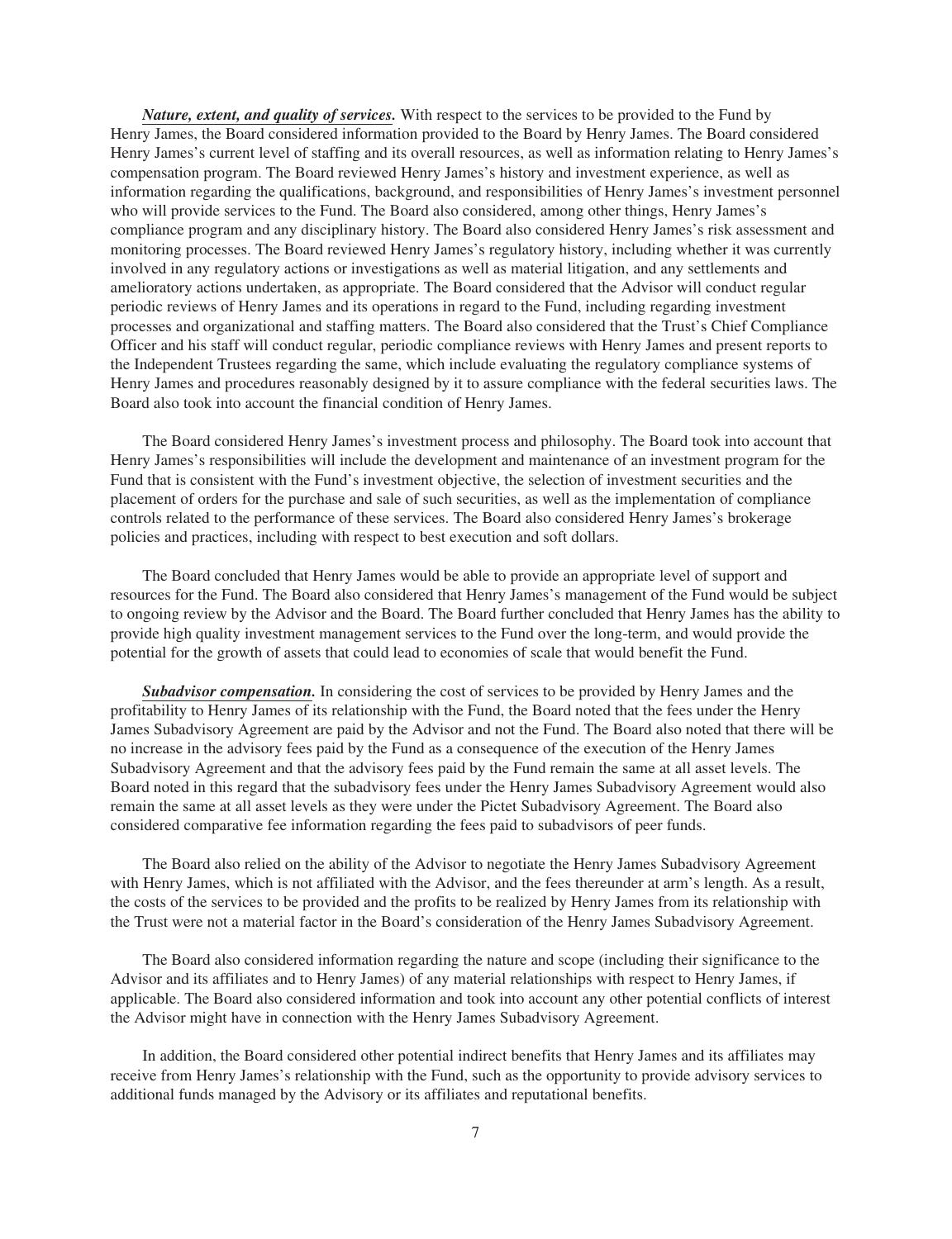***Nature, extent, and quality of services.*** With respect to the services to be provided to the Fund by Henry James, the Board considered information provided to the Board by Henry James. The Board considered Henry James's current level of staffing and its overall resources, as well as information relating to Henry James's compensation program. The Board reviewed Henry James's history and investment experience, as well as information regarding the qualifications, background, and responsibilities of Henry James's investment personnel who will provide services to the Fund. The Board also considered, among other things, Henry James's compliance program and any disciplinary history. The Board also considered Henry James's risk assessment and monitoring processes. The Board reviewed Henry James's regulatory history, including whether it was currently involved in any regulatory actions or investigations as well as material litigation, and any settlements and amelioratory actions undertaken, as appropriate. The Board considered that the Advisor will conduct regular periodic reviews of Henry James and its operations in regard to the Fund, including regarding investment processes and organizational and staffing matters. The Board also considered that the Trust's Chief Compliance Officer and his staff will conduct regular, periodic compliance reviews with Henry James and present reports to the Independent Trustees regarding the same, which include evaluating the regulatory compliance systems of Henry James and procedures reasonably designed by it to assure compliance with the federal securities laws. The Board also took into account the financial condition of Henry James.

The Board considered Henry James's investment process and philosophy. The Board took into account that Henry James's responsibilities will include the development and maintenance of an investment program for the Fund that is consistent with the Fund's investment objective, the selection of investment securities and the placement of orders for the purchase and sale of such securities, as well as the implementation of compliance controls related to the performance of these services. The Board also considered Henry James's brokerage policies and practices, including with respect to best execution and soft dollars.

The Board concluded that Henry James would be able to provide an appropriate level of support and resources for the Fund. The Board also considered that Henry James's management of the Fund would be subject to ongoing review by the Advisor and the Board. The Board further concluded that Henry James has the ability to provide high quality investment management services to the Fund over the long-term, and would provide the potential for the growth of assets that could lead to economies of scale that would benefit the Fund.

***Subadvisor compensation.*** In considering the cost of services to be provided by Henry James and the profitability to Henry James of its relationship with the Fund, the Board noted that the fees under the Henry James Subadvisory Agreement are paid by the Advisor and not the Fund. The Board also noted that there will be no increase in the advisory fees paid by the Fund as a consequence of the execution of the Henry James Subadvisory Agreement and that the advisory fees paid by the Fund remain the same at all asset levels. The Board noted in this regard that the subadvisory fees under the Henry James Subadvisory Agreement would also remain the same at all asset levels as they were under the Pictet Subadvisory Agreement. The Board also considered comparative fee information regarding the fees paid to subadvisors of peer funds.

The Board also relied on the ability of the Advisor to negotiate the Henry James Subadvisory Agreement with Henry James, which is not affiliated with the Advisor, and the fees thereunder at arm's length. As a result, the costs of the services to be provided and the profits to be realized by Henry James from its relationship with the Trust were not a material factor in the Board's consideration of the Henry James Subadvisory Agreement.

The Board also considered information regarding the nature and scope (including their significance to the Advisor and its affiliates and to Henry James) of any material relationships with respect to Henry James, if applicable. The Board also considered information and took into account any other potential conflicts of interest the Advisor might have in connection with the Henry James Subadvisory Agreement.

In addition, the Board considered other potential indirect benefits that Henry James and its affiliates may receive from Henry James's relationship with the Fund, such as the opportunity to provide advisory services to additional funds managed by the Advisory or its affiliates and reputational benefits.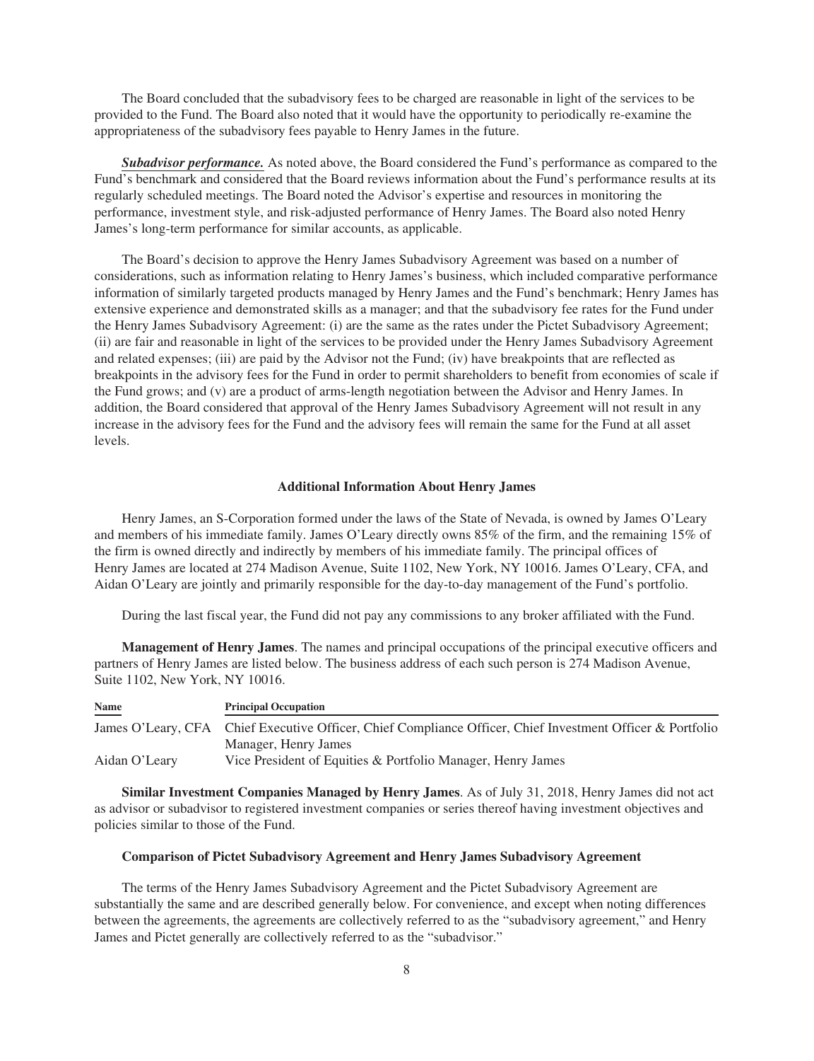The Board concluded that the subadvisory fees to be charged are reasonable in light of the services to be provided to the Fund. The Board also noted that it would have the opportunity to periodically re-examine the appropriateness of the subadvisory fees payable to Henry James in the future.

***Subadvisor performance.*** As noted above, the Board considered the Fund's performance as compared to the Fund's benchmark and considered that the Board reviews information about the Fund's performance results at its regularly scheduled meetings. The Board noted the Advisor's expertise and resources in monitoring the performance, investment style, and risk-adjusted performance of Henry James. The Board also noted Henry James's long-term performance for similar accounts, as applicable.

The Board's decision to approve the Henry James Subadvisory Agreement was based on a number of considerations, such as information relating to Henry James's business, which included comparative performance information of similarly targeted products managed by Henry James and the Fund's benchmark; Henry James has extensive experience and demonstrated skills as a manager; and that the subadvisory fee rates for the Fund under the Henry James Subadvisory Agreement: (i) are the same as the rates under the Pictet Subadvisory Agreement; (ii) are fair and reasonable in light of the services to be provided under the Henry James Subadvisory Agreement and related expenses; (iii) are paid by the Advisor not the Fund; (iv) have breakpoints that are reflected as breakpoints in the advisory fees for the Fund in order to permit shareholders to benefit from economies of scale if the Fund grows; and (v) are a product of arms-length negotiation between the Advisor and Henry James. In addition, the Board considered that approval of the Henry James Subadvisory Agreement will not result in any increase in the advisory fees for the Fund and the advisory fees will remain the same for the Fund at all asset levels.

## Additional Information About Henry James

Henry James, an S-Corporation formed under the laws of the State of Nevada, is owned by James O'Leary and members of his immediate family. James O'Leary directly owns 85% of the firm, and the remaining 15% of the firm is owned directly and indirectly by members of his immediate family. The principal offices of Henry James are located at 274 Madison Avenue, Suite 1102, New York, NY 10016. James O'Leary, CFA, and Aidan O'Leary are jointly and primarily responsible for the day-to-day management of the Fund's portfolio.

During the last fiscal year, the Fund did not pay any commissions to any broker affiliated with the Fund.

**Management of Henry James**. The names and principal occupations of the principal executive officers and partners of Henry James are listed below. The business address of each such person is 274 Madison Avenue, Suite 1102, New York, NY 10016.

| Name | Principal Occupation |
|---|---|
| James O'Leary, CFA | Chief Executive Officer, Chief Compliance Officer, Chief Investment Officer & Portfolio Manager, Henry James |
| Aidan O'Leary | Vice President of Equities & Portfolio Manager, Henry James |

**Similar Investment Companies Managed by Henry James**. As of July 31, 2018, Henry James did not act as advisor or subadvisor to registered investment companies or series thereof having investment objectives and policies similar to those of the Fund.

### Comparison of Pictet Subadvisory Agreement and Henry James Subadvisory Agreement

The terms of the Henry James Subadvisory Agreement and the Pictet Subadvisory Agreement are substantially the same and are described generally below. For convenience, and except when noting differences between the agreements, the agreements are collectively referred to as the "subadvisory agreement," and Henry James and Pictet generally are collectively referred to as the "subadvisor."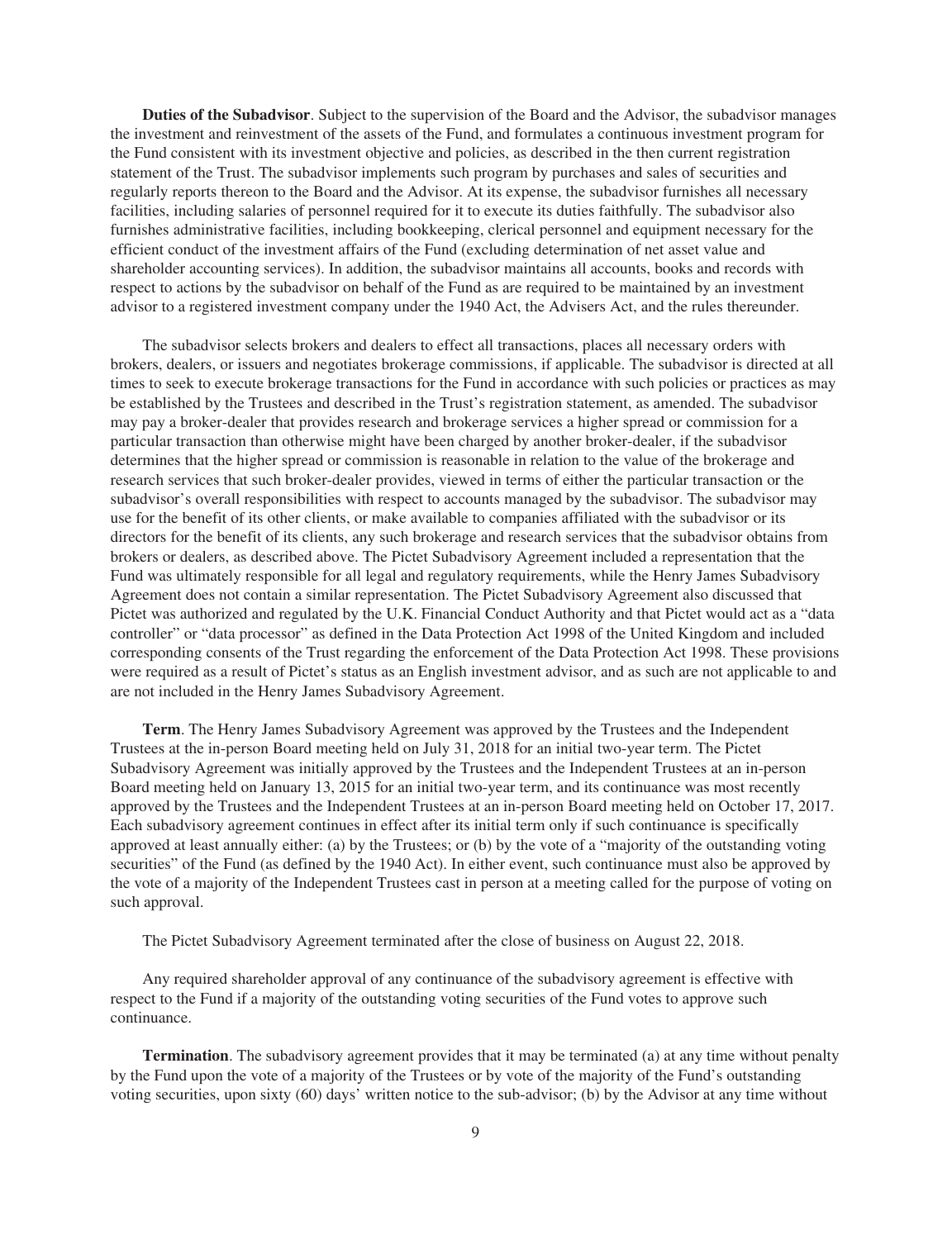**Duties of the Subadvisor**. Subject to the supervision of the Board and the Advisor, the subadvisor manages the investment and reinvestment of the assets of the Fund, and formulates a continuous investment program for the Fund consistent with its investment objective and policies, as described in the then current registration statement of the Trust. The subadvisor implements such program by purchases and sales of securities and regularly reports thereon to the Board and the Advisor. At its expense, the subadvisor furnishes all necessary facilities, including salaries of personnel required for it to execute its duties faithfully. The subadvisor also furnishes administrative facilities, including bookkeeping, clerical personnel and equipment necessary for the efficient conduct of the investment affairs of the Fund (excluding determination of net asset value and shareholder accounting services). In addition, the subadvisor maintains all accounts, books and records with respect to actions by the subadvisor on behalf of the Fund as are required to be maintained by an investment advisor to a registered investment company under the 1940 Act, the Advisers Act, and the rules thereunder.

The subadvisor selects brokers and dealers to effect all transactions, places all necessary orders with brokers, dealers, or issuers and negotiates brokerage commissions, if applicable. The subadvisor is directed at all times to seek to execute brokerage transactions for the Fund in accordance with such policies or practices as may be established by the Trustees and described in the Trust's registration statement, as amended. The subadvisor may pay a broker-dealer that provides research and brokerage services a higher spread or commission for a particular transaction than otherwise might have been charged by another broker-dealer, if the subadvisor determines that the higher spread or commission is reasonable in relation to the value of the brokerage and research services that such broker-dealer provides, viewed in terms of either the particular transaction or the subadvisor's overall responsibilities with respect to accounts managed by the subadvisor. The subadvisor may use for the benefit of its other clients, or make available to companies affiliated with the subadvisor or its directors for the benefit of its clients, any such brokerage and research services that the subadvisor obtains from brokers or dealers, as described above. The Pictet Subadvisory Agreement included a representation that the Fund was ultimately responsible for all legal and regulatory requirements, while the Henry James Subadvisory Agreement does not contain a similar representation. The Pictet Subadvisory Agreement also discussed that Pictet was authorized and regulated by the U.K. Financial Conduct Authority and that Pictet would act as a "data controller" or "data processor" as defined in the Data Protection Act 1998 of the United Kingdom and included corresponding consents of the Trust regarding the enforcement of the Data Protection Act 1998. These provisions were required as a result of Pictet's status as an English investment advisor, and as such are not applicable to and are not included in the Henry James Subadvisory Agreement.

**Term**. The Henry James Subadvisory Agreement was approved by the Trustees and the Independent Trustees at the in-person Board meeting held on July 31, 2018 for an initial two-year term. The Pictet Subadvisory Agreement was initially approved by the Trustees and the Independent Trustees at an in-person Board meeting held on January 13, 2015 for an initial two-year term, and its continuance was most recently approved by the Trustees and the Independent Trustees at an in-person Board meeting held on October 17, 2017. Each subadvisory agreement continues in effect after its initial term only if such continuance is specifically approved at least annually either: (a) by the Trustees; or (b) by the vote of a "majority of the outstanding voting securities" of the Fund (as defined by the 1940 Act). In either event, such continuance must also be approved by the vote of a majority of the Independent Trustees cast in person at a meeting called for the purpose of voting on such approval.

The Pictet Subadvisory Agreement terminated after the close of business on August 22, 2018.

Any required shareholder approval of any continuance of the subadvisory agreement is effective with respect to the Fund if a majority of the outstanding voting securities of the Fund votes to approve such continuance.

**Termination**. The subadvisory agreement provides that it may be terminated (a) at any time without penalty by the Fund upon the vote of a majority of the Trustees or by vote of the majority of the Fund's outstanding voting securities, upon sixty (60) days' written notice to the sub-advisor; (b) by the Advisor at any time without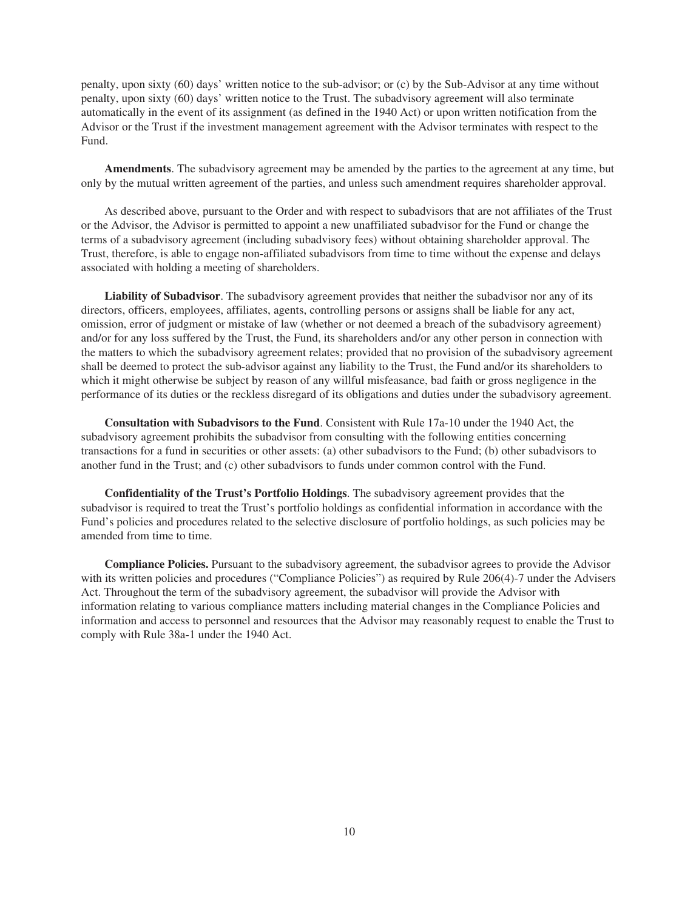penalty, upon sixty (60) days' written notice to the sub-advisor; or (c) by the Sub-Advisor at any time without penalty, upon sixty (60) days' written notice to the Trust. The subadvisory agreement will also terminate automatically in the event of its assignment (as defined in the 1940 Act) or upon written notification from the Advisor or the Trust if the investment management agreement with the Advisor terminates with respect to the Fund.

**Amendments**. The subadvisory agreement may be amended by the parties to the agreement at any time, but only by the mutual written agreement of the parties, and unless such amendment requires shareholder approval.

As described above, pursuant to the Order and with respect to subadvisors that are not affiliates of the Trust or the Advisor, the Advisor is permitted to appoint a new unaffiliated subadvisor for the Fund or change the terms of a subadvisory agreement (including subadvisory fees) without obtaining shareholder approval. The Trust, therefore, is able to engage non-affiliated subadvisors from time to time without the expense and delays associated with holding a meeting of shareholders.

**Liability of Subadvisor**. The subadvisory agreement provides that neither the subadvisor nor any of its directors, officers, employees, affiliates, agents, controlling persons or assigns shall be liable for any act, omission, error of judgment or mistake of law (whether or not deemed a breach of the subadvisory agreement) and/or for any loss suffered by the Trust, the Fund, its shareholders and/or any other person in connection with the matters to which the subadvisory agreement relates; provided that no provision of the subadvisory agreement shall be deemed to protect the sub-advisor against any liability to the Trust, the Fund and/or its shareholders to which it might otherwise be subject by reason of any willful misfeasance, bad faith or gross negligence in the performance of its duties or the reckless disregard of its obligations and duties under the subadvisory agreement.

**Consultation with Subadvisors to the Fund**. Consistent with Rule 17a-10 under the 1940 Act, the subadvisory agreement prohibits the subadvisor from consulting with the following entities concerning transactions for a fund in securities or other assets: (a) other subadvisors to the Fund; (b) other subadvisors to another fund in the Trust; and (c) other subadvisors to funds under common control with the Fund.

**Confidentiality of the Trust's Portfolio Holdings**. The subadvisory agreement provides that the subadvisor is required to treat the Trust's portfolio holdings as confidential information in accordance with the Fund's policies and procedures related to the selective disclosure of portfolio holdings, as such policies may be amended from time to time.

**Compliance Policies.** Pursuant to the subadvisory agreement, the subadvisor agrees to provide the Advisor with its written policies and procedures ("Compliance Policies") as required by Rule 206(4)-7 under the Advisers Act. Throughout the term of the subadvisory agreement, the subadvisor will provide the Advisor with information relating to various compliance matters including material changes in the Compliance Policies and information and access to personnel and resources that the Advisor may reasonably request to enable the Trust to comply with Rule 38a-1 under the 1940 Act.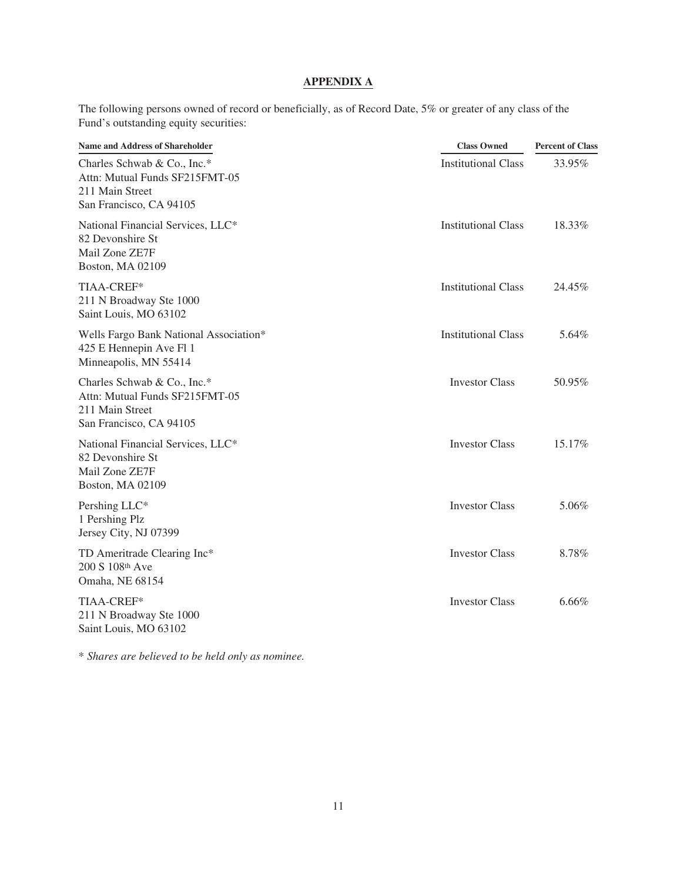## APPENDIX A

The following persons owned of record or beneficially, as of Record Date, 5% or greater of any class of the Fund's outstanding equity securities:

| Name and Address of Shareholder | Class Owned | Percent of Class |
|---|---|---|
| Charles Schwab & Co., Inc.* Attn: Mutual Funds SF215FMT-05 211 Main Street San Francisco, CA 94105 | Institutional Class | 33.95% |
| National Financial Services, LLC* 82 Devonshire St Mail Zone ZE7F Boston, MA 02109 | Institutional Class | 18.33% |
| TIAA-CREF* 211 N Broadway Ste 1000 Saint Louis, MO 63102 | Institutional Class | 24.45% |
| Wells Fargo Bank National Association* 425 E Hennepin Ave Fl 1 Minneapolis, MN 55414 | Institutional Class | 5.64% |
| Charles Schwab & Co., Inc.* Attn: Mutual Funds SF215FMT-05 211 Main Street San Francisco, CA 94105 | Investor Class | 50.95% |
| National Financial Services, LLC* 82 Devonshire St Mail Zone ZE7F Boston, MA 02109 | Investor Class | 15.17% |
| Pershing LLC* 1 Pershing Plz Jersey City, NJ 07399 | Investor Class | 5.06% |
| TD Ameritrade Clearing Inc* 200 S 108th Ave Omaha, NE 68154 | Investor Class | 8.78% |
| TIAA-CREF* 211 N Broadway Ste 1000 Saint Louis, MO 63102 | Investor Class | 6.66% |

*\* Shares are believed to be held only as nominee.*